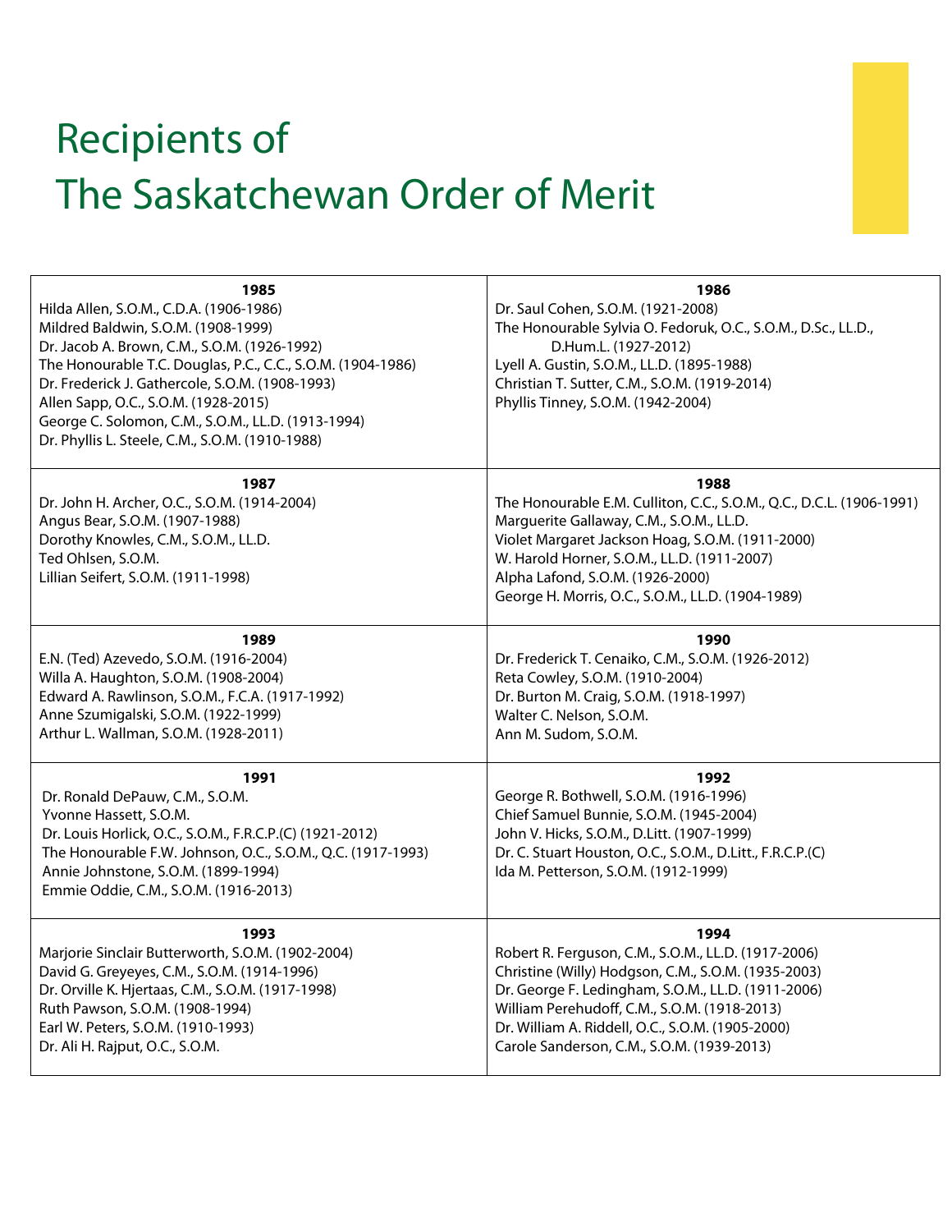# Recipients of The Saskatchewan Order of Merit

### 1985

Hilda Allen, S.O.M., C.D.A. (1906-1986)
Mildred Baldwin, S.O.M. (1908-1999)
Dr. Jacob A. Brown, C.M., S.O.M. (1926-1992)
The Honourable T.C. Douglas, P.C., C.C., S.O.M. (1904-1986)
Dr. Frederick J. Gathercole, S.O.M. (1908-1993)
Allen Sapp, O.C., S.O.M. (1928-2015)
George C. Solomon, C.M., S.O.M., LL.D. (1913-1994)
Dr. Phyllis L. Steele, C.M., S.O.M. (1910-1988)

### 1986

Dr. Saul Cohen, S.O.M. (1921-2008)
The Honourable Sylvia O. Fedoruk, O.C., S.O.M., D.Sc., LL.D., D.Hum.L. (1927-2012)
Lyell A. Gustin, S.O.M., LL.D. (1895-1988)
Christian T. Sutter, C.M., S.O.M. (1919-2014)
Phyllis Tinney, S.O.M. (1942-2004)

### 1987

Dr. John H. Archer, O.C., S.O.M. (1914-2004)
Angus Bear, S.O.M. (1907-1988)
Dorothy Knowles, C.M., S.O.M., LL.D.
Ted Ohlsen, S.O.M.
Lillian Seifert, S.O.M. (1911-1998)

### 1988

The Honourable E.M. Culliton, C.C., S.O.M., Q.C., D.C.L. (1906-1991)
Marguerite Gallaway, C.M., S.O.M., LL.D.
Violet Margaret Jackson Hoag, S.O.M. (1911-2000)
W. Harold Horner, S.O.M., LL.D. (1911-2007)
Alpha Lafond, S.O.M. (1926-2000)
George H. Morris, O.C., S.O.M., LL.D. (1904-1989)

### 1989

E.N. (Ted) Azevedo, S.O.M. (1916-2004)
Willa A. Haughton, S.O.M. (1908-2004)
Edward A. Rawlinson, S.O.M., F.C.A. (1917-1992)
Anne Szumigalski, S.O.M. (1922-1999)
Arthur L. Wallman, S.O.M. (1928-2011)

### 1990

Dr. Frederick T. Cenaiko, C.M., S.O.M. (1926-2012)
Reta Cowley, S.O.M. (1910-2004)
Dr. Burton M. Craig, S.O.M. (1918-1997)
Walter C. Nelson, S.O.M.
Ann M. Sudom, S.O.M.

### 1991

Dr. Ronald DePauw, C.M., S.O.M.
Yvonne Hassett, S.O.M.
Dr. Louis Horlick, O.C., S.O.M., F.R.C.P.(C) (1921-2012)
The Honourable F.W. Johnson, O.C., S.O.M., Q.C. (1917-1993)
Annie Johnstone, S.O.M. (1899-1994)
Emmie Oddie, C.M., S.O.M. (1916-2013)

### 1992

George R. Bothwell, S.O.M. (1916-1996)
Chief Samuel Bunnie, S.O.M. (1945-2004)
John V. Hicks, S.O.M., D.Litt. (1907-1999)
Dr. C. Stuart Houston, O.C., S.O.M., D.Litt., F.R.C.P.(C)
Ida M. Petterson, S.O.M. (1912-1999)

### 1993

Marjorie Sinclair Butterworth, S.O.M. (1902-2004)
David G. Greyeyes, C.M., S.O.M. (1914-1996)
Dr. Orville K. Hjertaas, C.M., S.O.M. (1917-1998)
Ruth Pawson, S.O.M. (1908-1994)
Earl W. Peters, S.O.M. (1910-1993)
Dr. Ali H. Rajput, O.C., S.O.M.

### 1994

Robert R. Ferguson, C.M., S.O.M., LL.D. (1917-2006)
Christine (Willy) Hodgson, C.M., S.O.M. (1935-2003)
Dr. George F. Ledingham, S.O.M., LL.D. (1911-2006)
William Perehudoff, C.M., S.O.M. (1918-2013)
Dr. William A. Riddell, O.C., S.O.M. (1905-2000)
Carole Sanderson, C.M., S.O.M. (1939-2013)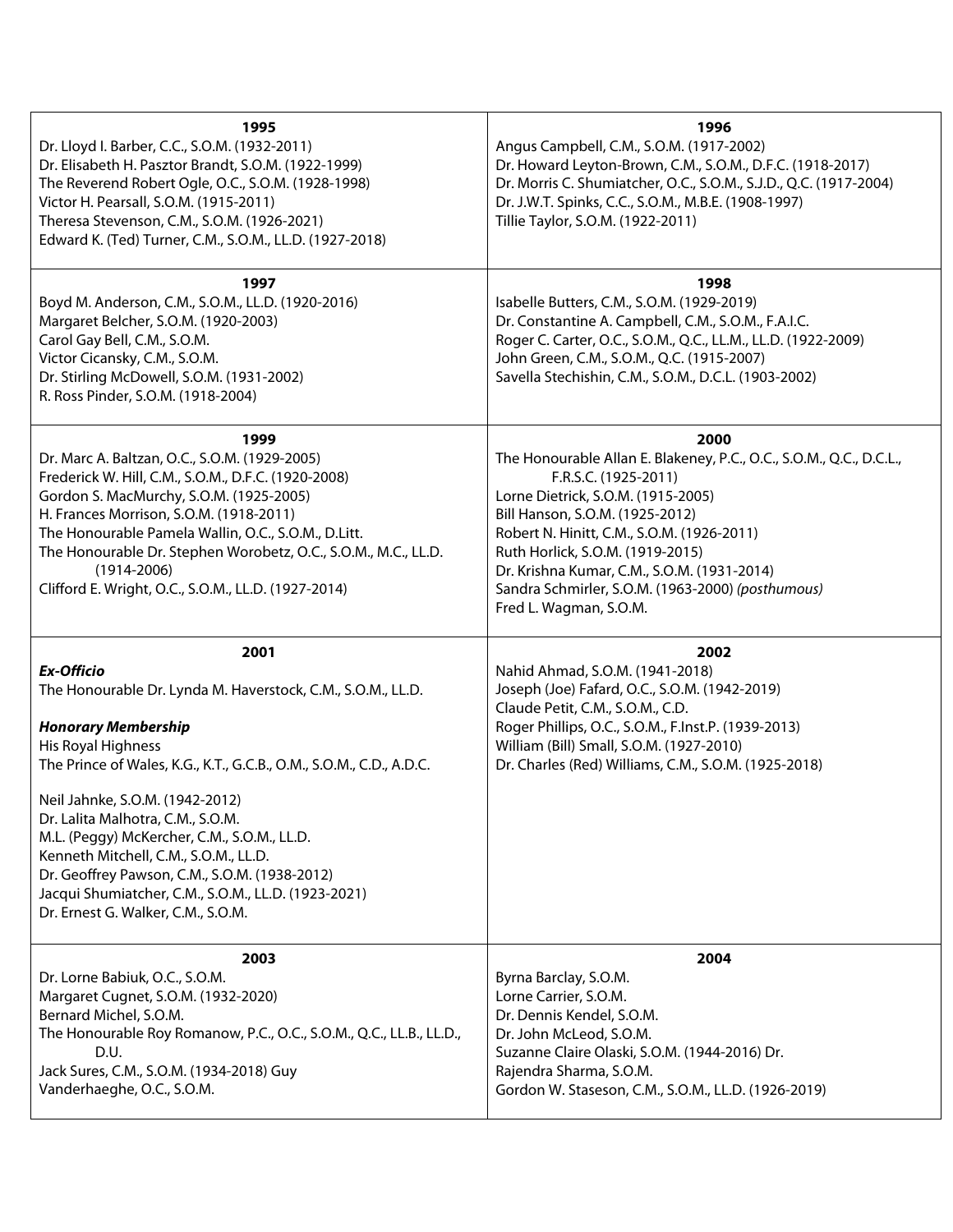### 1995

Dr. Lloyd I. Barber, C.C., S.O.M. (1932-2011)
Dr. Elisabeth H. Pasztor Brandt, S.O.M. (1922-1999)
The Reverend Robert Ogle, O.C., S.O.M. (1928-1998)
Victor H. Pearsall, S.O.M. (1915-2011)
Theresa Stevenson, C.M., S.O.M. (1926-2021)
Edward K. (Ted) Turner, C.M., S.O.M., LL.D. (1927-2018)

### 1996

Angus Campbell, C.M., S.O.M. (1917-2002)
Dr. Howard Leyton-Brown, C.M., S.O.M., D.F.C. (1918-2017)
Dr. Morris C. Shumiatcher, O.C., S.O.M., S.J.D., Q.C. (1917-2004)
Dr. J.W.T. Spinks, C.C., S.O.M., M.B.E. (1908-1997)
Tillie Taylor, S.O.M. (1922-2011)

### 1997

Boyd M. Anderson, C.M., S.O.M., LL.D. (1920-2016)
Margaret Belcher, S.O.M. (1920-2003)
Carol Gay Bell, C.M., S.O.M.
Victor Cicansky, C.M., S.O.M.
Dr. Stirling McDowell, S.O.M. (1931-2002)
R. Ross Pinder, S.O.M. (1918-2004)

### 1998

Isabelle Butters, C.M., S.O.M. (1929-2019)
Dr. Constantine A. Campbell, C.M., S.O.M., F.A.I.C.
Roger C. Carter, O.C., S.O.M., Q.C., LL.M., LL.D. (1922-2009)
John Green, C.M., S.O.M., Q.C. (1915-2007)
Savella Stechishin, C.M., S.O.M., D.C.L. (1903-2002)

### 1999

Dr. Marc A. Baltzan, O.C., S.O.M. (1929-2005)
Frederick W. Hill, C.M., S.O.M., D.F.C. (1920-2008)
Gordon S. MacMurchy, S.O.M. (1925-2005)
H. Frances Morrison, S.O.M. (1918-2011)
The Honourable Pamela Wallin, O.C., S.O.M., D.Litt.
The Honourable Dr. Stephen Worobetz, O.C., S.O.M., M.C., LL.D. (1914-2006)
Clifford E. Wright, O.C., S.O.M., LL.D. (1927-2014)

### 2000

The Honourable Allan E. Blakeney, P.C., O.C., S.O.M., Q.C., D.C.L., F.R.S.C. (1925-2011)
Lorne Dietrick, S.O.M. (1915-2005)
Bill Hanson, S.O.M. (1925-2012)
Robert N. Hinitt, C.M., S.O.M. (1926-2011)
Ruth Horlick, S.O.M. (1919-2015)
Dr. Krishna Kumar, C.M., S.O.M. (1931-2014)
Sandra Schmirler, S.O.M. (1963-2000) *(posthumous)*
Fred L. Wagman, S.O.M.

### 2001

***Ex-Officio***
The Honourable Dr. Lynda M. Haverstock, C.M., S.O.M., LL.D.

***Honorary Membership***
His Royal Highness
The Prince of Wales, K.G., K.T., G.C.B., O.M., S.O.M., C.D., A.D.C.

Neil Jahnke, S.O.M. (1942-2012)
Dr. Lalita Malhotra, C.M., S.O.M.
M.L. (Peggy) McKercher, C.M., S.O.M., LL.D.
Kenneth Mitchell, C.M., S.O.M., LL.D.
Dr. Geoffrey Pawson, C.M., S.O.M. (1938-2012)
Jacqui Shumiatcher, C.M., S.O.M., LL.D. (1923-2021)
Dr. Ernest G. Walker, C.M., S.O.M.

### 2002

Nahid Ahmad, S.O.M. (1941-2018)
Joseph (Joe) Fafard, O.C., S.O.M. (1942-2019)
Claude Petit, C.M., S.O.M., C.D.
Roger Phillips, O.C., S.O.M., F.Inst.P. (1939-2013)
William (Bill) Small, S.O.M. (1927-2010)
Dr. Charles (Red) Williams, C.M., S.O.M. (1925-2018)

### 2003

Dr. Lorne Babiuk, O.C., S.O.M.
Margaret Cugnet, S.O.M. (1932-2020)
Bernard Michel, S.O.M.
The Honourable Roy Romanow, P.C., O.C., S.O.M., Q.C., LL.B., LL.D., D.U.
Jack Sures, C.M., S.O.M. (1934-2018)
Guy Vanderhaeghe, O.C., S.O.M.

### 2004

Byrna Barclay, S.O.M.
Lorne Carrier, S.O.M.
Dr. Dennis Kendel, S.O.M.
Dr. John McLeod, S.O.M.
Suzanne Claire Olaski, S.O.M. (1944-2016)
Dr. Rajendra Sharma, S.O.M.
Gordon W. Staseson, C.M., S.O.M., LL.D. (1926-2019)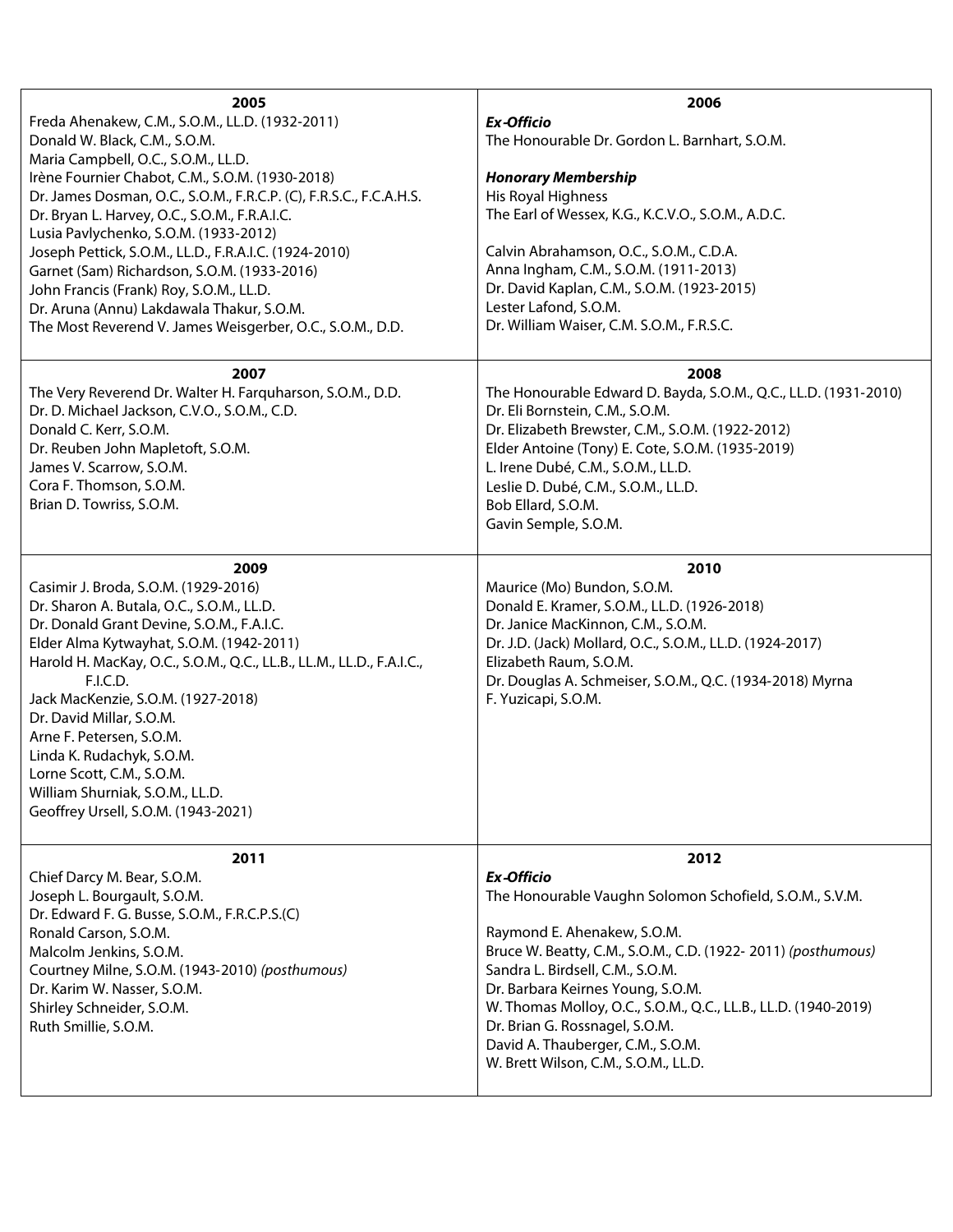## 2005

Freda Ahenakew, C.M., S.O.M., LL.D. (1932-2011)
Donald W. Black, C.M., S.O.M.
Maria Campbell, O.C., S.O.M., LL.D.
Irène Fournier Chabot, C.M., S.O.M. (1930-2018)
Dr. James Dosman, O.C., S.O.M., F.R.C.P. (C), F.R.S.C., F.C.A.H.S.
Dr. Bryan L. Harvey, O.C., S.O.M., F.R.A.I.C.
Lusia Pavlychenko, S.O.M. (1933-2012)
Joseph Pettick, S.O.M., LL.D., F.R.A.I.C. (1924-2010)
Garnet (Sam) Richardson, S.O.M. (1933-2016)
John Francis (Frank) Roy, S.O.M., LL.D.
Dr. Aruna (Annu) Lakdawala Thakur, S.O.M.
The Most Reverend V. James Weisgerber, O.C., S.O.M., D.D.

## 2006

***Ex-Officio***
The Honourable Dr. Gordon L. Barnhart, S.O.M.

***Honorary Membership***
His Royal Highness
The Earl of Wessex, K.G., K.C.V.O., S.O.M., A.D.C.

Calvin Abrahamson, O.C., S.O.M., C.D.A.
Anna Ingham, C.M., S.O.M. (1911-2013)
Dr. David Kaplan, C.M., S.O.M. (1923-2015)
Lester Lafond, S.O.M.
Dr. William Waiser, C.M. S.O.M., F.R.S.C.

## 2007

The Very Reverend Dr. Walter H. Farquharson, S.O.M., D.D.
Dr. D. Michael Jackson, C.V.O., S.O.M., C.D.
Donald C. Kerr, S.O.M.
Dr. Reuben John Mapletoft, S.O.M.
James V. Scarrow, S.O.M.
Cora F. Thomson, S.O.M.
Brian D. Towriss, S.O.M.

## 2008

The Honourable Edward D. Bayda, S.O.M., Q.C., LL.D. (1931-2010)
Dr. Eli Bornstein, C.M., S.O.M.
Dr. Elizabeth Brewster, C.M., S.O.M. (1922-2012)
Elder Antoine (Tony) E. Cote, S.O.M. (1935-2019)
L. Irene Dubé, C.M., S.O.M., LL.D.
Leslie D. Dubé, C.M., S.O.M., LL.D.
Bob Ellard, S.O.M.
Gavin Semple, S.O.M.

## 2009

Casimir J. Broda, S.O.M. (1929-2016)
Dr. Sharon A. Butala, O.C., S.O.M., LL.D.
Dr. Donald Grant Devine, S.O.M., F.A.I.C.
Elder Alma Kytwayhat, S.O.M. (1942-2011)
Harold H. MacKay, O.C., S.O.M., Q.C., LL.B., LL.M., LL.D., F.A.I.C., F.I.C.D.
Jack MacKenzie, S.O.M. (1927-2018)
Dr. David Millar, S.O.M.
Arne F. Petersen, S.O.M.
Linda K. Rudachyk, S.O.M.
Lorne Scott, C.M., S.O.M.
William Shurniak, S.O.M., LL.D.
Geoffrey Ursell, S.O.M. (1943-2021)

## 2010

Maurice (Mo) Bundon, S.O.M.
Donald E. Kramer, S.O.M., LL.D. (1926-2018)
Dr. Janice MacKinnon, C.M., S.O.M.
Dr. J.D. (Jack) Mollard, O.C., S.O.M., LL.D. (1924-2017)
Elizabeth Raum, S.O.M.
Dr. Douglas A. Schmeiser, S.O.M., Q.C. (1934-2018)
Myrna F. Yuzicapi, S.O.M.

## 2011

Chief Darcy M. Bear, S.O.M.
Joseph L. Bourgault, S.O.M.
Dr. Edward F. G. Busse, S.O.M., F.R.C.P.S.(C)
Ronald Carson, S.O.M.
Malcolm Jenkins, S.O.M.
Courtney Milne, S.O.M. (1943-2010) *(posthumous)*
Dr. Karim W. Nasser, S.O.M.
Shirley Schneider, S.O.M.
Ruth Smillie, S.O.M.

## 2012

***Ex-Officio***
The Honourable Vaughn Solomon Schofield, S.O.M., S.V.M.

Raymond E. Ahenakew, S.O.M.
Bruce W. Beatty, C.M., S.O.M., C.D. (1922- 2011) *(posthumous)*
Sandra L. Birdsell, C.M., S.O.M.
Dr. Barbara Keirnes Young, S.O.M.
W. Thomas Molloy, O.C., S.O.M., Q.C., LL.B., LL.D. (1940-2019)
Dr. Brian G. Rossnagel, S.O.M.
David A. Thauberger, C.M., S.O.M.
W. Brett Wilson, C.M., S.O.M., LL.D.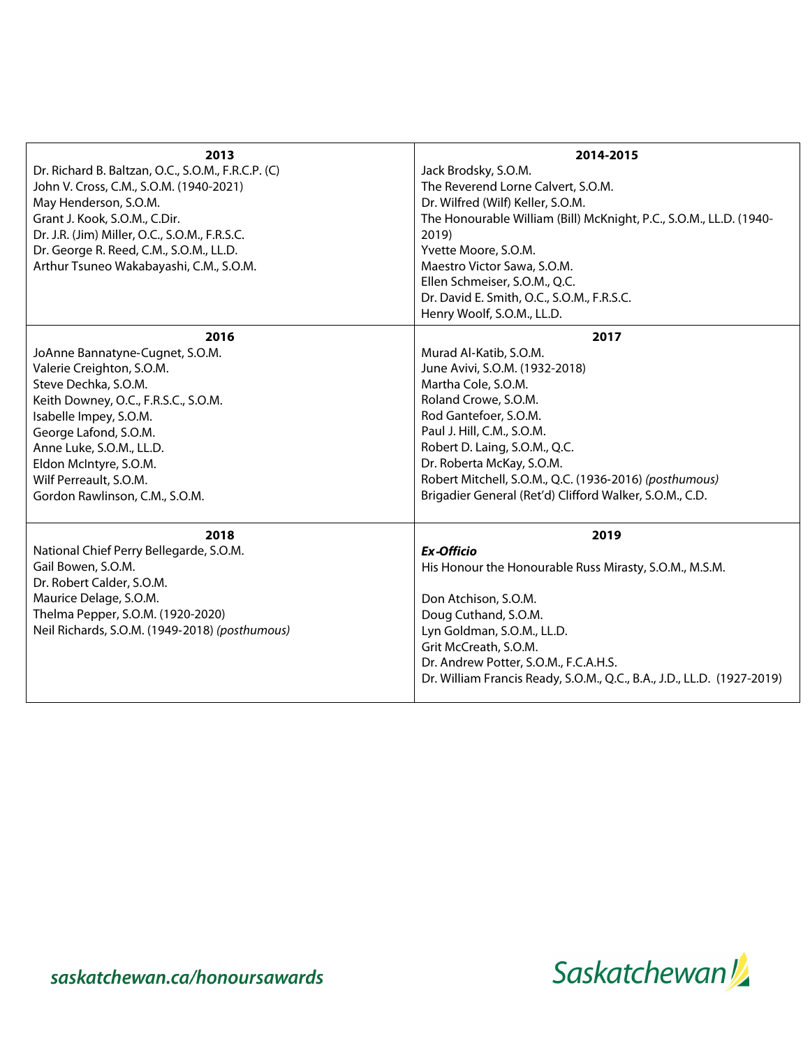| 2013 | 2014-2015 |
| --- | --- |
| Dr. Richard B. Baltzan, O.C., S.O.M., F.R.C.P. (C)<br>John V. Cross, C.M., S.O.M. (1940-2021)<br>May Henderson, S.O.M.<br>Grant J. Kook, S.O.M., C.Dir.<br>Dr. J.R. (Jim) Miller, O.C., S.O.M., F.R.S.C.<br>Dr. George R. Reed, C.M., S.O.M., LL.D.<br>Arthur Tsuneo Wakabayashi, C.M., S.O.M. | Jack Brodsky, S.O.M.<br>The Reverend Lorne Calvert, S.O.M.<br>Dr. Wilfred (Wilf) Keller, S.O.M.<br>The Honourable William (Bill) McKnight, P.C., S.O.M., LL.D. (1940-2019)<br>Yvette Moore, S.O.M.<br>Maestro Victor Sawa, S.O.M.<br>Ellen Schmeiser, S.O.M., Q.C.<br>Dr. David E. Smith, O.C., S.O.M., F.R.S.C.<br>Henry Woolf, S.O.M., LL.D. |
| **2016** | **2017** |
| JoAnne Bannatyne-Cugnet, S.O.M.<br>Valerie Creighton, S.O.M.<br>Steve Dechka, S.O.M.<br>Keith Downey, O.C., F.R.S.C., S.O.M.<br>Isabelle Impey, S.O.M.<br>George Lafond, S.O.M.<br>Anne Luke, S.O.M., LL.D.<br>Eldon McIntyre, S.O.M.<br>Wilf Perreault, S.O.M.<br>Gordon Rawlinson, C.M., S.O.M. | Murad Al-Katib, S.O.M.<br>June Avivi, S.O.M. (1932-2018)<br>Martha Cole, S.O.M.<br>Roland Crowe, S.O.M.<br>Rod Gantefoer, S.O.M.<br>Paul J. Hill, C.M., S.O.M.<br>Robert D. Laing, S.O.M., Q.C.<br>Dr. Roberta McKay, S.O.M.<br>Robert Mitchell, S.O.M., Q.C. (1936-2016) *(posthumous)*<br>Brigadier General (Ret'd) Clifford Walker, S.O.M., C.D. |
| **2018** | **2019** |
| National Chief Perry Bellegarde, S.O.M.<br>Gail Bowen, S.O.M.<br>Dr. Robert Calder, S.O.M.<br>Maurice Delage, S.O.M.<br>Thelma Pepper, S.O.M. (1920-2020)<br>Neil Richards, S.O.M. (1949-2018) *(posthumous)* | ***Ex-Officio***<br>His Honour the Honourable Russ Mirasty, S.O.M., M.S.M.<br><br>Don Atchison, S.O.M.<br>Doug Cuthand, S.O.M.<br>Lyn Goldman, S.O.M., LL.D.<br>Grit McCreath, S.O.M.<br>Dr. Andrew Potter, S.O.M., F.C.A.H.S.<br>Dr. William Francis Ready, S.O.M., Q.C., B.A., J.D., LL.D. (1927-2019) |

***saskatchewan.ca/honoursawards***

Saskatchewan